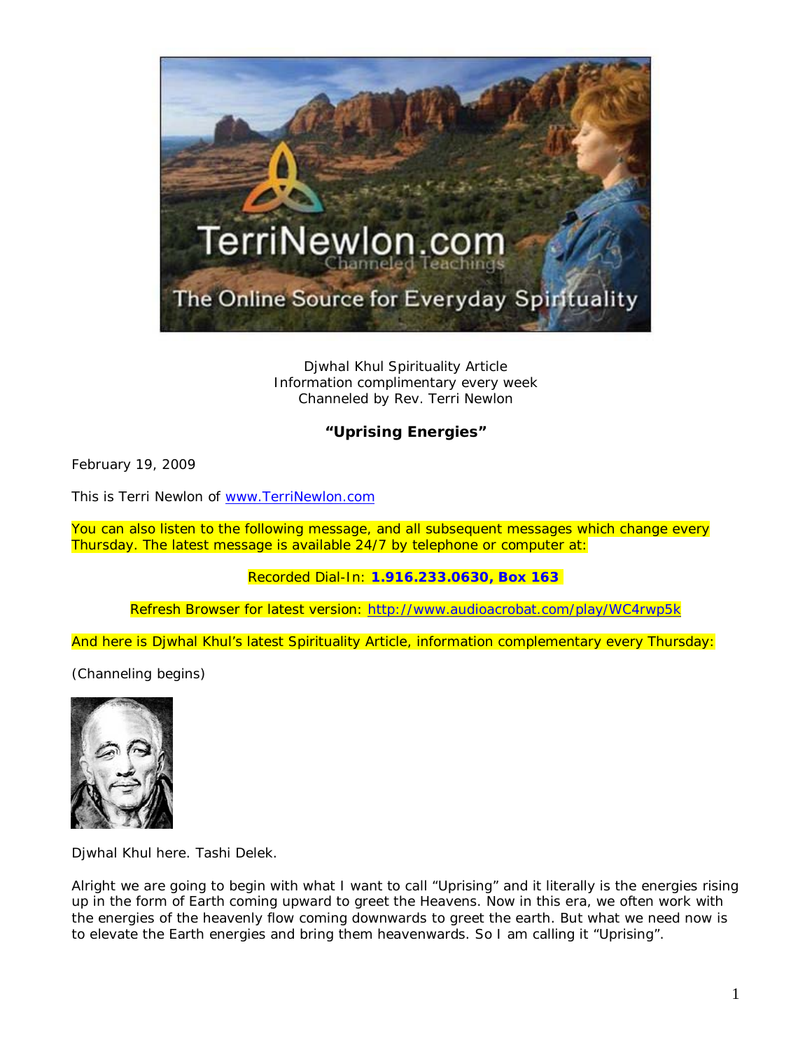Djwhal Khul Spirituality Article
Information complimentary every week
Channeled by Rev. Terri Newlon

**"Uprising Energies"**

February 19, 2009

This is Terri Newlon of www.TerriNewlon.com

You can also listen to the following message, and all subsequent messages which change every Thursday. The latest message is available 24/7 by telephone or computer at:

Recorded Dial-In: **1.916.233.0630, Box 163**

Refresh Browser for latest version: http://www.audioacrobat.com/play/WC4rwp5k

And here is Djwhal Khul's latest Spirituality Article, information complementary every Thursday:

(Channeling begins)

Djwhal Khul here. Tashi Delek.

Alright we are going to begin with what I want to call "Uprising" and it literally is the energies rising up in the form of Earth coming upward to greet the Heavens. Now in this era, we often work with the energies of the heavenly flow coming downwards to greet the earth. But what we need now is to elevate the Earth energies and bring them heavenwards. So I am calling it "Uprising".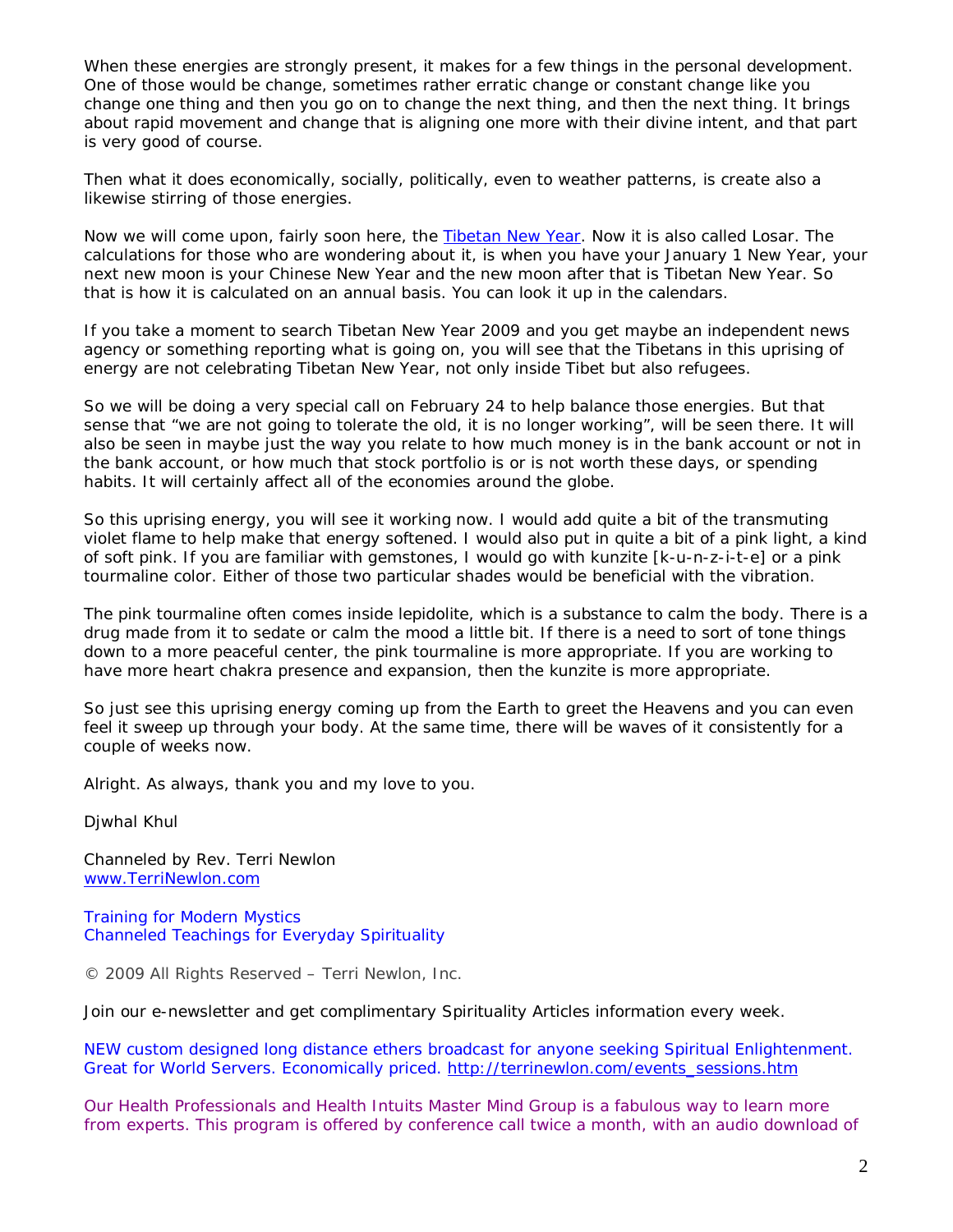When these energies are strongly present, it makes for a few things in the personal development. One of those would be change, sometimes rather erratic change or constant change like you change one thing and then you go on to change the next thing, and then the next thing. It brings about rapid movement and change that is aligning one more with their divine intent, and that part is very good of course.

Then what it does economically, socially, politically, even to weather patterns, is create also a likewise stirring of those energies.

Now we will come upon, fairly soon here, the [Tibetan New Year](). Now it is also called Losar. The calculations for those who are wondering about it, is when you have your January 1 New Year, your next new moon is your Chinese New Year and the new moon after that is Tibetan New Year. So that is how it is calculated on an annual basis. You can look it up in the calendars.

If you take a moment to search Tibetan New Year 2009 and you get maybe an independent news agency or something reporting what is going on, you will see that the Tibetans in this uprising of energy are not celebrating Tibetan New Year, not only inside Tibet but also refugees.

So we will be doing a very special call on February 24 to help balance those energies. But that sense that "we are not going to tolerate the old, it is no longer working", will be seen there. It will also be seen in maybe just the way you relate to how much money is in the bank account or not in the bank account, or how much that stock portfolio is or is not worth these days, or spending habits. It will certainly affect all of the economies around the globe.

So this uprising energy, you will see it working now. I would add quite a bit of the transmuting violet flame to help make that energy softened. I would also put in quite a bit of a pink light, a kind of soft pink. If you are familiar with gemstones, I would go with kunzite [k-u-n-z-i-t-e] or a pink tourmaline color. Either of those two particular shades would be beneficial with the vibration.

The pink tourmaline often comes inside lepidolite, which is a substance to calm the body. There is a drug made from it to sedate or calm the mood a little bit. If there is a need to sort of tone things down to a more peaceful center, the pink tourmaline is more appropriate. If you are working to have more heart chakra presence and expansion, then the kunzite is more appropriate.

So just see this uprising energy coming up from the Earth to greet the Heavens and you can even feel it sweep up through your body. At the same time, there will be waves of it consistently for a couple of weeks now.

Alright. As always, thank you and my love to you.

Djwhal Khul

Channeled by Rev. Terri Newlon
[www.TerriNewlon.com]()

Training for Modern Mystics
Channeled Teachings for Everyday Spirituality

© 2009 All Rights Reserved – Terri Newlon, Inc.

Join our e-newsletter and get complimentary Spirituality Articles information every week.

NEW custom designed long distance ethers broadcast for anyone seeking Spiritual Enlightenment. Great for World Servers. Economically priced. [http://terrinewlon.com/events_sessions.htm]()

Our Health Professionals and Health Intuits Master Mind Group is a fabulous way to learn more from experts. This program is offered by conference call twice a month, with an audio download of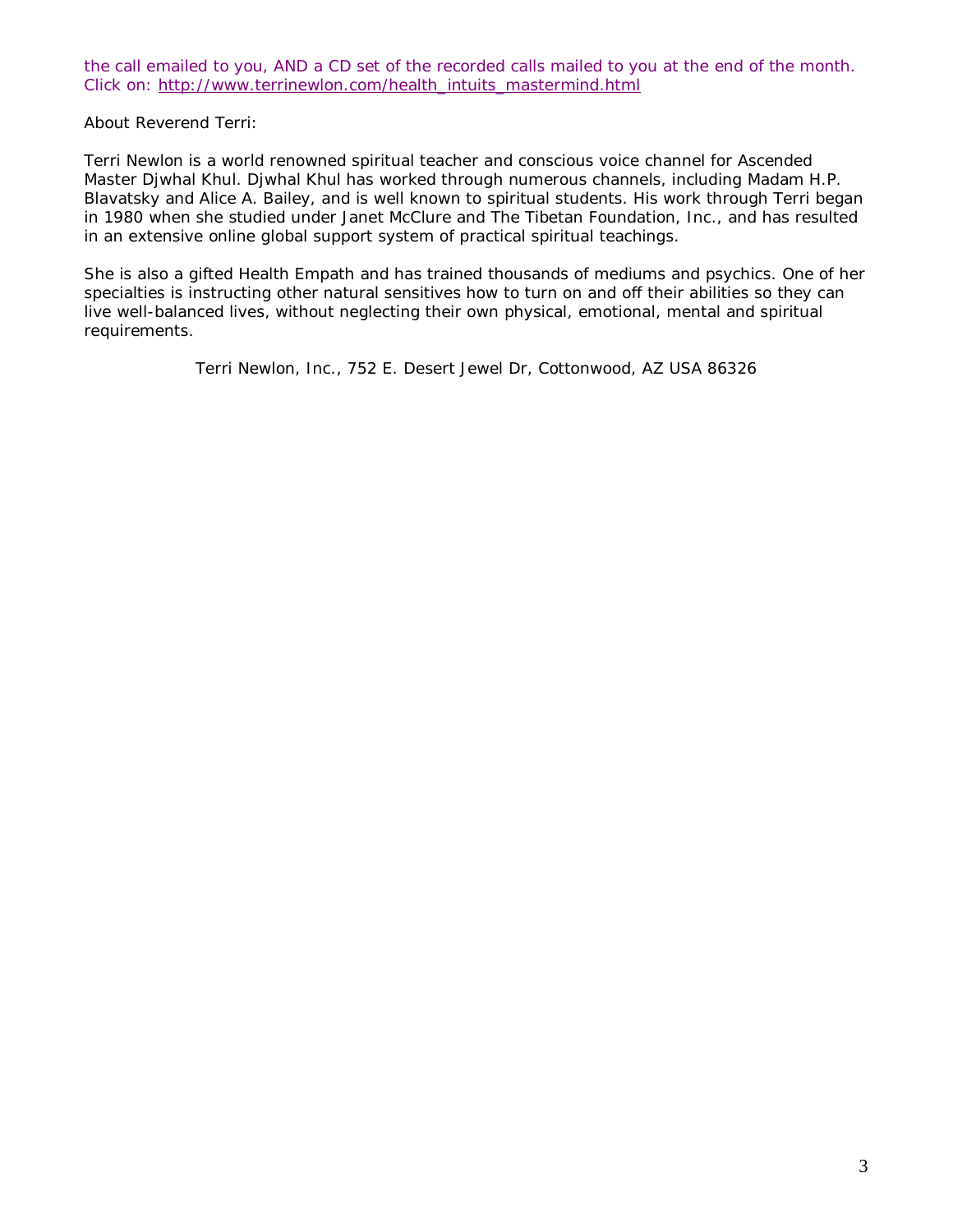the call emailed to you, AND a CD set of the recorded calls mailed to you at the end of the month. Click on: http://www.terrinewlon.com/health_intuits_mastermind.html

About Reverend Terri:

Terri Newlon is a world renowned spiritual teacher and conscious voice channel for Ascended Master Djwhal Khul. Djwhal Khul has worked through numerous channels, including Madam H.P. Blavatsky and Alice A. Bailey, and is well known to spiritual students. His work through Terri began in 1980 when she studied under Janet McClure and The Tibetan Foundation, Inc., and has resulted in an extensive online global support system of practical spiritual teachings.

She is also a gifted Health Empath and has trained thousands of mediums and psychics. One of her specialties is instructing other natural sensitives how to turn on and off their abilities so they can live well-balanced lives, without neglecting their own physical, emotional, mental and spiritual requirements.

Terri Newlon, Inc., 752 E. Desert Jewel Dr, Cottonwood, AZ USA 86326